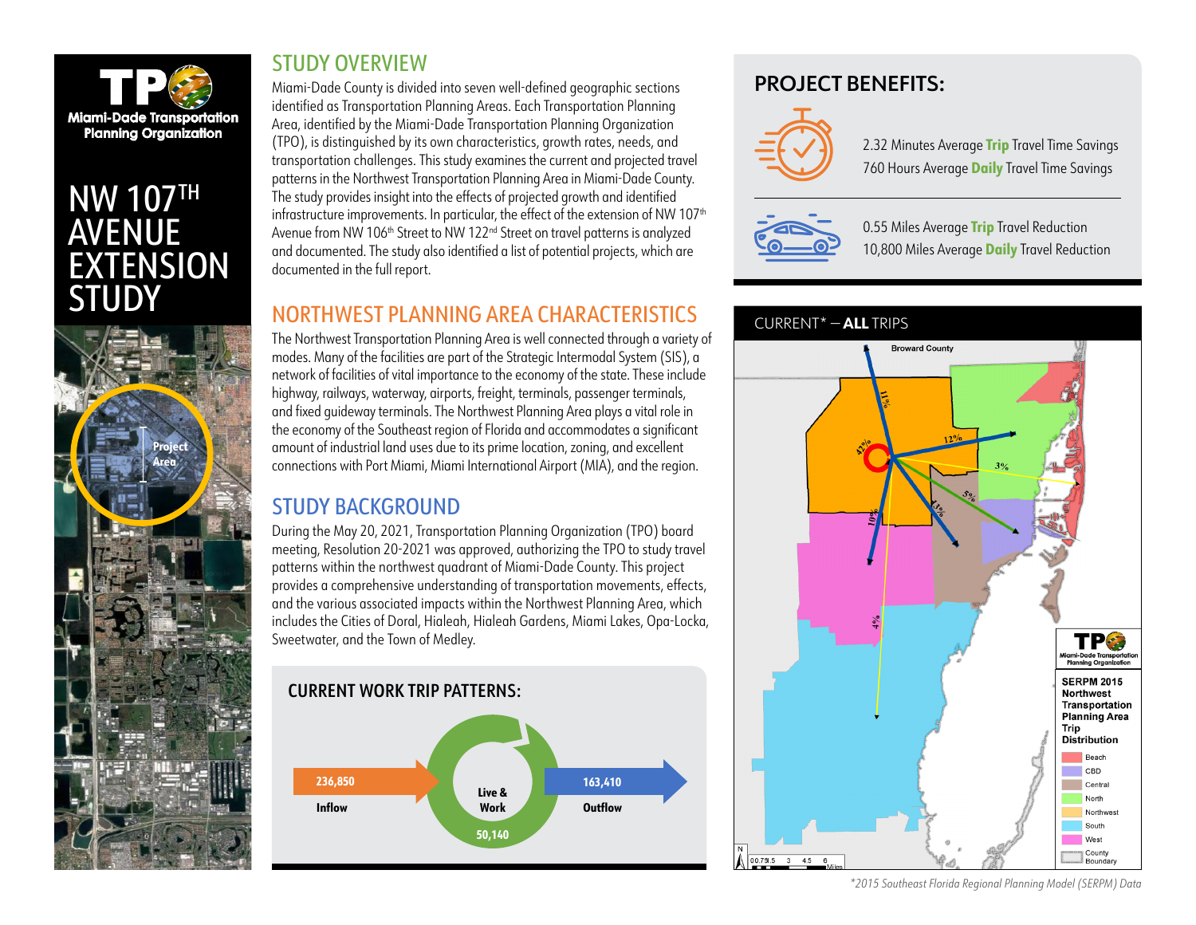Miami-Dade Transportation Planning Organization

# NW 107TH AVENUE EXTENSION STUDY

## STUDY OVERVIEW

Miami-Dade County is divided into seven well-defined geographic sections identified as Transportation Planning Areas. Each Transportation Planning Area, identified by the Miami-Dade Transportation Planning Organization (TPO), is distinguished by its own characteristics, growth rates, needs, and transportation challenges. This study examines the current and projected travel patterns in the Northwest Transportation Planning Area in Miami-Dade County. The study provides insight into the effects of projected growth and identified infrastructure improvements. In particular, the effect of the extension of NW 107th Avenue from NW 106th Street to NW 122nd Street on travel patterns is analyzed and documented. The study also identified a list of potential projects, which are documented in the full report.

## NORTHWEST PLANNING AREA CHARACTERISTICS

The Northwest Transportation Planning Area is well connected through a variety of modes. Many of the facilities are part of the Strategic Intermodal System (SIS), a network of facilities of vital importance to the economy of the state. These include highway, railways, waterway, airports, freight, terminals, passenger terminals, and fixed guideway terminals. The Northwest Planning Area plays a vital role in the economy of the Southeast region of Florida and accommodates a significant amount of industrial land uses due to its prime location, zoning, and excellent connections with Port Miami, Miami International Airport (MIA), and the region.

## STUDY BACKGROUND

During the May 20, 2021, Transportation Planning Organization (TPO) board meeting, Resolution 20-2021 was approved, authorizing the TPO to study travel patterns within the northwest quadrant of Miami-Dade County. This project provides a comprehensive understanding of transportation movements, effects, and the various associated impacts within the Northwest Planning Area, which includes the Cities of Doral, Hialeah, Hialeah Gardens, Miami Lakes, Opa-Locka, Sweetwater, and the Town of Medley.

### CURRENT WORK TRIP PATTERNS:

- **236,850** Inflow
- **Live & Work** 50,140
- **163,410** Outflow

## PROJECT BENEFITS:

- 2.32 Minutes Average **Trip** Travel Time Savings
- 760 Hours Average **Daily** Travel Time Savings
- 0.55 Miles Average **Trip** Travel Reduction
- 10,800 Miles Average **Daily** Travel Reduction

### CURRENT* – ALL TRIPS

*2015 Southeast Florida Regional Planning Model (SERPM) Data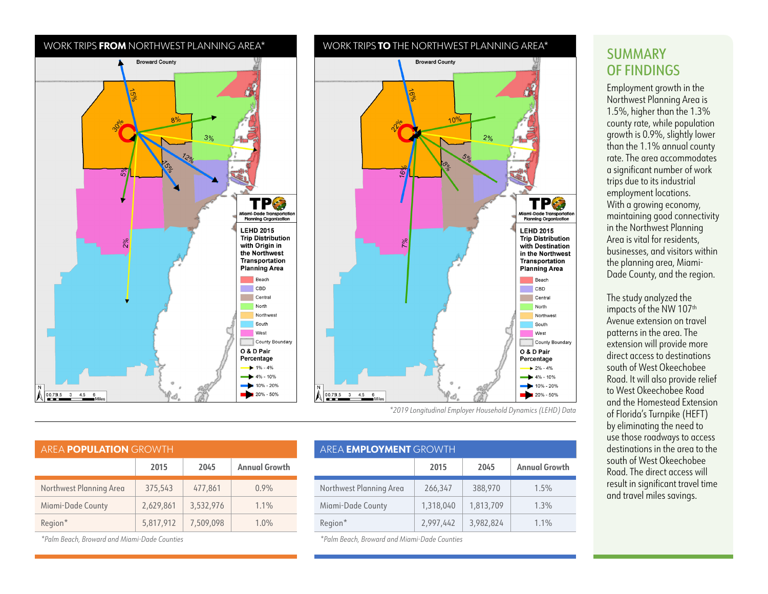## WORK TRIPS **FROM** NORTHWEST PLANNING AREA*

Broward County

15%
30%
8%
3%
12%
15%
5%
2%

TPO Miami-Dade Transportation Planning Organization

LEHD 2015 Trip Distribution with Origin in the Northwest Transportation Planning Area

Beach
CBD
Central
North
Northwest
South
West
County Boundary

O & D Pair Percentage

1% - 4%
4% - 10%
10% - 20%
20% - 50%

0 0.75 1.5 3 4.5 6 Miles

## WORK TRIPS **TO** THE NORTHWEST PLANNING AREA*

Broward County

16%
22%
10%
2%
5%
8%
16%
7%

TPO Miami-Dade Transportation Planning Organization

LEHD 2015 Trip Distribution with Destination in the Northwest Transportation Planning Area

Beach
CBD
Central
North
Northwest
South
West
County Boundary

O & D Pair Percentage

2% - 4%
4% - 10%
10% - 20%
20% - 50%

0 0.75 1.5 3 4.5 6 Miles

*2019 Longitudinal Employer Household Dynamics (LEHD) Data*

## AREA **POPULATION** GROWTH

| | 2015 | 2045 | Annual Growth |
|---|---|---|---|
| Northwest Planning Area | 375,543 | 477,861 | 0.9% |
| Miami-Dade County | 2,629,861 | 3,532,976 | 1.1% |
| Region* | 5,817,912 | 7,509,098 | 1.0% |

*\*Palm Beach, Broward and Miami-Dade Counties*

## AREA **EMPLOYMENT** GROWTH

| | 2015 | 2045 | Annual Growth |
|---|---|---|---|
| Northwest Planning Area | 266,347 | 388,970 | 1.5% |
| Miami-Dade County | 1,318,040 | 1,813,709 | 1.3% |
| Region* | 2,997,442 | 3,982,824 | 1.1% |

*\*Palm Beach, Broward and Miami-Dade Counties*

## SUMMARY OF FINDINGS

Employment growth in the Northwest Planning Area is 1.5%, higher than the 1.3% county rate, while population growth is 0.9%, slightly lower than the 1.1% annual county rate. The area accommodates a significant number of work trips due to its industrial employment locations. With a growing economy, maintaining good connectivity in the Northwest Planning Area is vital for residents, businesses, and visitors within the planning area, Miami-Dade County, and the region.

The study analyzed the impacts of the NW 107th Avenue extension on travel patterns in the area. The extension will provide more direct access to destinations south of West Okeechobee Road. It will also provide relief to West Okeechobee Road and the Homestead Extension of Florida's Turnpike (HEFT) by eliminating the need to use those roadways to access destinations in the area to the south of West Okeechobee Road. The direct access will result in significant travel time and travel miles savings.